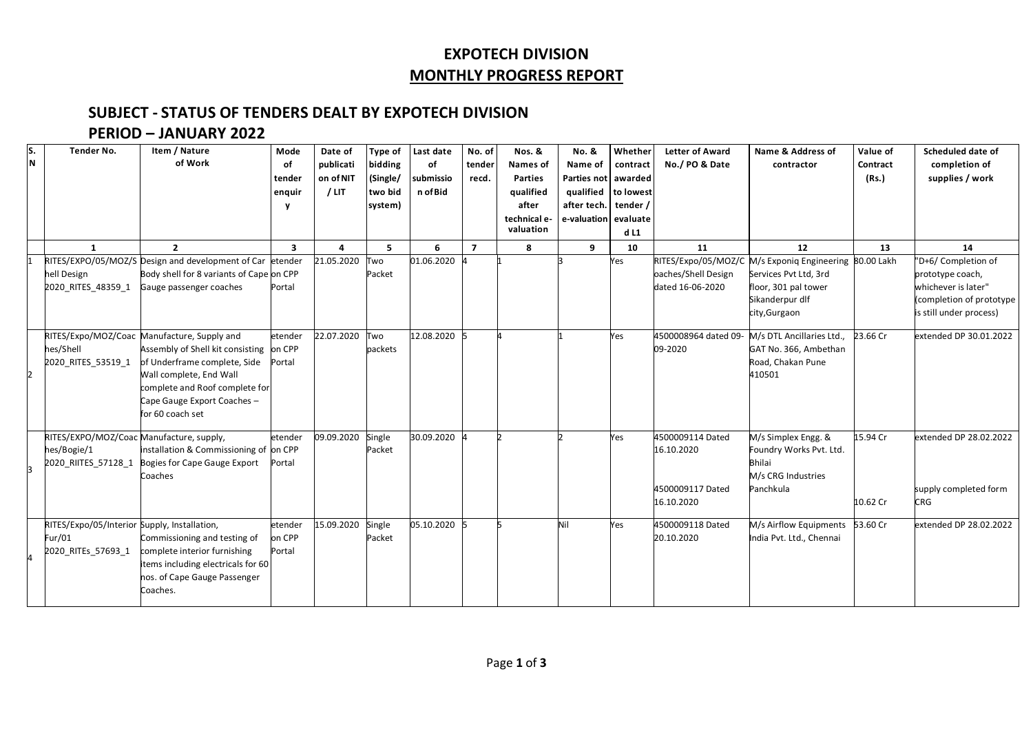# EXPOTECH DIVISION

## MONTHLY PROGRESS REPORT

### SUBJECT - STATUS OF TENDERS DEALT BY EXPOTECH DIVISION

### PERIOD – JANUARY 2022

| S. N | Tender No. | Item / Nature of Work | Mode of tender enquiry | Date of publication of NIT / LIT | Type of bidding (Single/ two bid system) | Last date of submission of Bid | No. of tender recd. | Nos. & Names of Parties qualified after technical e-valuation | No. & Name of Parties not qualified after tech. e-valuation | Whether contract awarded to lowest tender / evaluated L1 | Letter of Award No./ PO & Date | Name & Address of contractor | Value of Contract (Rs.) | Scheduled date of completion of supplies / work |
|---|---|---|---|---|---|---|---|---|---|---|---|---|---|---|
| | 1 | 2 | 3 | 4 | 5 | 6 | 7 | 8 | 9 | 10 | 11 | 12 | 13 | 14 |
| 1 | RITES/EXPO/05/MOZ/Shell Design 2020_RITES_48359_1 | Design and development of Car Body shell for 8 variants of Cape Gauge passenger coaches | etender on CPP Portal | 21.05.2020 | Two Packet | 01.06.2020 | 4 | 1 | 3 | Yes | RITES/Expo/05/MOZ/Coaches/Shell Design dated 16-06-2020 | M/s Exponiq Engineering Services Pvt Ltd, 3rd floor, 301 pal tower Sikanderpur dlf city,Gurgaon | 80.00 Lakh | "D+6/ Completion of prototype coach, whichever is later" (completion of prototype is still under process) |
| 2 | RITES/Expo/MOZ/Coaches/Shell 2020_RITES_53519_1 | Manufacture, Supply and Assembly of Shell kit consisting of Underframe complete, Side Wall complete, End Wall complete and Roof complete for Cape Gauge Export Coaches – for 60 coach set | etender on CPP Portal | 22.07.2020 | Two packets | 12.08.2020 | 5 | 4 | 1 | Yes | 4500008964 dated 09-09-2020 | M/s DTL Ancillaries Ltd., GAT No. 366, Ambethan Road, Chakan Pune 410501 | 23.66 Cr | extended DP 30.01.2022 |
| 3 | RITES/EXPO/MOZ/Coaches/Bogie/1 2020_RIITES_57128_1 | Manufacture, supply, installation & Commissioning of Bogies for Cape Gauge Export Coaches | etender on CPP Portal | 09.09.2020 | Single Packet | 30.09.2020 | 4 | 2 | 2 | Yes | 4500009114 Dated 16.10.2020<br><br>4500009117 Dated 16.10.2020 | M/s Simplex Engg. & Foundry Works Pvt. Ltd. Bhilai<br>M/s CRG Industries Panchkula | 15.94 Cr<br><br>10.62 Cr | extended DP 28.02.2022<br><br>supply completed form CRG |
| 4 | RITES/Expo/05/Interior Fur/01 2020_RITEs_57693_1 | Supply, Installation, Commissioning and testing of complete interior furnishing items including electricals for 60 nos. of Cape Gauge Passenger Coaches. | etender on CPP Portal | 15.09.2020 | Single Packet | 05.10.2020 | 5 | 5 | Nil | Yes | 4500009118 Dated 20.10.2020 | M/s Airflow Equipments India Pvt. Ltd., Chennai | 53.60 Cr | extended DP 28.02.2022 |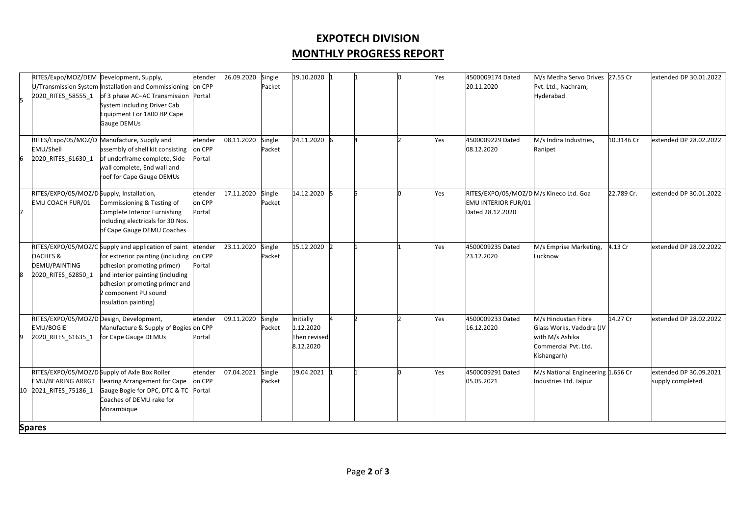# EXPOTECH DIVISION

## MONTHLY PROGRESS REPORT

| | | | | | | | | | | | | | | |
|---|---|---|---|---|---|---|---|---|---|---|---|---|---|---|
| 5 | RITES/Expo/MOZ/DEMU/Transmission System 2020_RITES_58555_1 | Development, Supply, Installation and Commissioning of 3 phase AC–AC Transmission System including Driver Cab Equipment For 1800 HP Cape Gauge DEMUs | etender on CPP Portal | 26.09.2020 | Single Packet | 19.10.2020 | 1 | 1 | 0 | Yes | 4500009174 Dated 20.11.2020 | M/s Medha Servo Drives Pvt. Ltd., Nachram, Hyderabad | 27.55 Cr | extended DP 30.01.2022 |
| 6 | RITES/Expo/05/MOZ/DEMU/Shell 2020_RITES_61630_1 | Manufacture, Supply and assembly of shell kit consisting of underframe complete, Side wall complete, End wall and roof for Cape Gauge DEMUs | etender on CPP Portal | 08.11.2020 | Single Packet | 24.11.2020 | 6 | 4 | 2 | Yes | 4500009229 Dated 08.12.2020 | M/s Indira Industries, Ranipet | 10.3146 Cr | extended DP 28.02.2022 |
| 7 | RITES/EXPO/05/MOZ/DEMU COACH FUR/01 | Supply, Installation, Commissioning & Testing of Complete Interior Furnishing including electricals for 30 Nos. of Cape Gauge DEMU Coaches | etender on CPP Portal | 17.11.2020 | Single Packet | 14.12.2020 | 5 | 5 | 0 | Yes | RITES/EXPO/05/MOZ/DEMU INTERIOR FUR/01 Dated 28.12.2020 | M/s Kineco Ltd. Goa | 22.789 Cr. | extended DP 30.01.2022 |
| 8 | RITES/EXPO/05/MOZ/COACHES & DEMU/PAINTING 2020_RITES_62850_1 | Supply and application of paint for extrerior painting (including adhesion promoting primer) and interior painting (including adhesion promoting primer and 2 component PU sound insulation painting) | etender on CPP Portal | 23.11.2020 | Single Packet | 15.12.2020 | 2 | 1 | 1 | Yes | 4500009235 Dated 23.12.2020 | M/s Emprise Marketing, Lucknow | 4.13 Cr | extended DP 28.02.2022 |
| 9 | RITES/EXPO/05/MOZ/DEMU/BOGIE 2020_RITES_61635_1 | Design, Development, Manufacture & Supply of Bogies for Cape Gauge DEMUs | etender on CPP Portal | 09.11.2020 | Single Packet | Initially 1.12.2020 Then revised 8.12.2020 | 4 | 2 | 2 | Yes | 4500009233 Dated 16.12.2020 | M/s Hindustan Fibre Glass Works, Vadodra (JV with M/s Ashika Commercial Pvt. Ltd. Kishangarh) | 14.27 Cr | extended DP 28.02.2022 |
| 10 | RITES/EXPO/05/MOZ/DEMU/BEARING ARRGT 2021_RITES_75186_1 | Supply of Axle Box Roller Bearing Arrangement for Cape Gauge Bogie for DPC, DTC & TC Coaches of DEMU rake for Mozambique | etender on CPP Portal | 07.04.2021 | Single Packet | 19.04.2021 | 1 | 1 | 0 | Yes | 4500009291 Dated 05.05.2021 | M/s National Engineering Industries Ltd. Jaipur | 1.656 Cr | extended DP 30.09.2021 supply completed |
| **Spares** | | | | | | | | | | | | | | |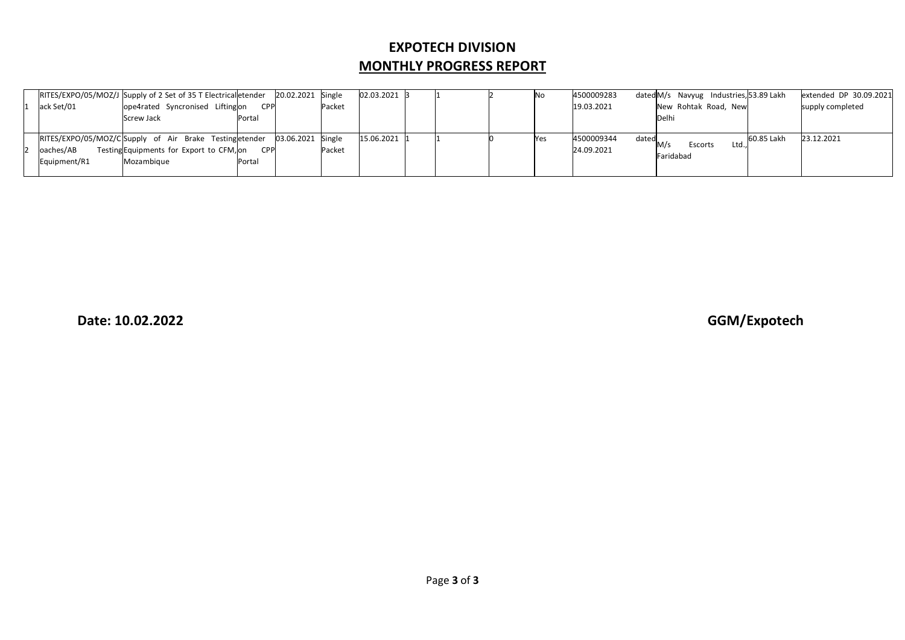# EXPOTECH DIVISION

## MONTHLY PROGRESS REPORT

| | | | | | | | | | | | | | | | |
|---|---|---|---|---|---|---|---|---|---|---|---|---|---|---|---|
| 1 | RITES/EXPO/05/MOZ/Jack Set/01 | Supply of 2 Set of 35 T Electrical ope4rated Syncronised Lifting Screw Jack | etender on CPP Portal | 20.02.2021 | Single Packet | 02.03.2021 | 3 | 1 | 2 | No | 4500009283 dated 19.03.2021 | M/s Navyug Industries, New Rohtak Road, New Delhi | 53.89 Lakh | extended DP 30.09.2021 supply completed |
| 2 | RITES/EXPO/05/MOZ/Coaches/AB Testing Equipment/R1 | Supply of Air Brake Testing Equipments for Export to CFM, Mozambique | etender on CPP Portal | 03.06.2021 | Single Packet | 15.06.2021 | 1 | 1 | 0 | Yes | 4500009344 dated 24.09.2021 | M/s Escorts Ltd., Faridabad | 60.85 Lakh | 23.12.2021 |

**Date: 10.02.2022**

**GGM/Expotech**